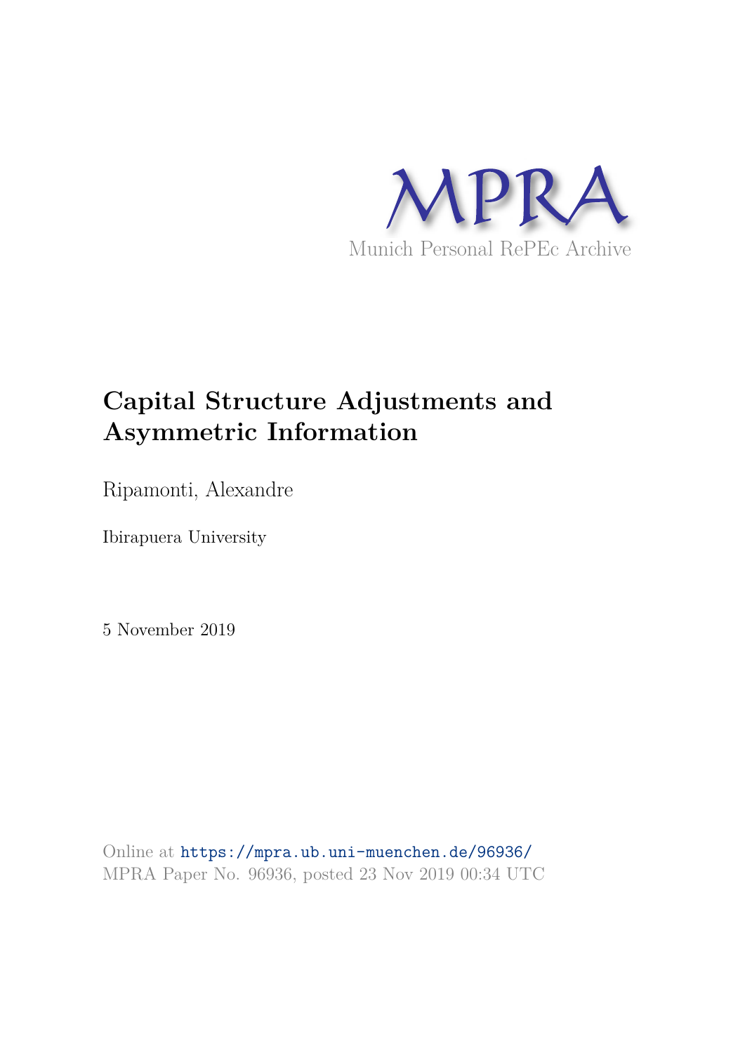MPRA

Munich Personal RePEc Archive

# Capital Structure Adjustments and Asymmetric Information

Ripamonti, Alexandre

Ibirapuera University

5 November 2019

Online at https://mpra.ub.uni-muenchen.de/96936/
MPRA Paper No. 96936, posted 23 Nov 2019 00:34 UTC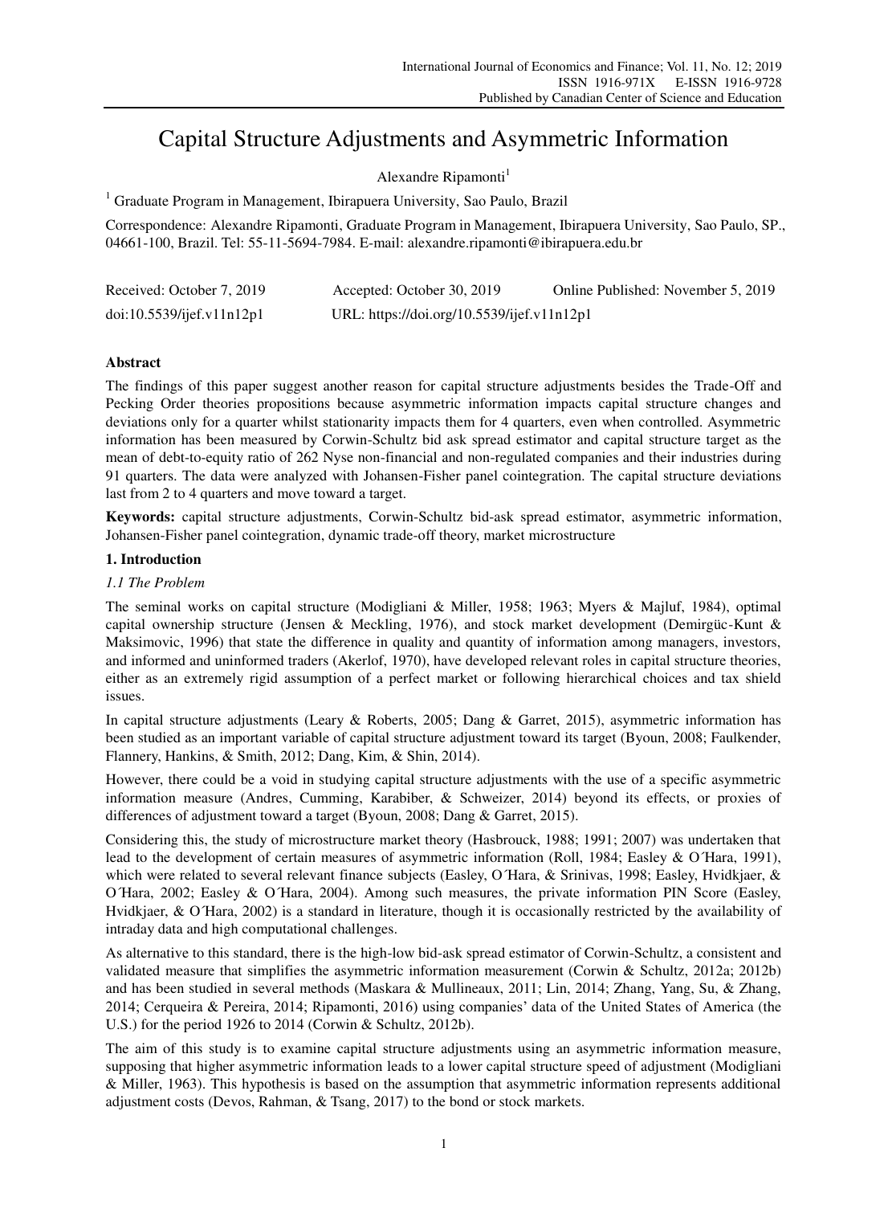# Capital Structure Adjustments and Asymmetric Information

Alexandre Ripamonti[1]

[1] Graduate Program in Management, Ibirapuera University, Sao Paulo, Brazil

Correspondence: Alexandre Ripamonti, Graduate Program in Management, Ibirapuera University, Sao Paulo, SP., 04661-100, Brazil. Tel: 55-11-5694-7984. E-mail: alexandre.ripamonti@ibirapuera.edu.br

Received: October 7, 2019   Accepted: October 30, 2019   Online Published: November 5, 2019

doi:10.5539/ijef.v11n12p1   URL: https://doi.org/10.5539/ijef.v11n12p1

## Abstract

The findings of this paper suggest another reason for capital structure adjustments besides the Trade-Off and Pecking Order theories propositions because asymmetric information impacts capital structure changes and deviations only for a quarter whilst stationarity impacts them for 4 quarters, even when controlled. Asymmetric information has been measured by Corwin-Schultz bid ask spread estimator and capital structure target as the mean of debt-to-equity ratio of 262 Nyse non-financial and non-regulated companies and their industries during 91 quarters. The data were analyzed with Johansen-Fisher panel cointegration. The capital structure deviations last from 2 to 4 quarters and move toward a target.

**Keywords:** capital structure adjustments, Corwin-Schultz bid-ask spread estimator, asymmetric information, Johansen-Fisher panel cointegration, dynamic trade-off theory, market microstructure

## 1. Introduction

### *1.1 The Problem*

The seminal works on capital structure (Modigliani & Miller, 1958; 1963; Myers & Majluf, 1984), optimal capital ownership structure (Jensen & Meckling, 1976), and stock market development (Demirgüc-Kunt & Maksimovic, 1996) that state the difference in quality and quantity of information among managers, investors, and informed and uninformed traders (Akerlof, 1970), have developed relevant roles in capital structure theories, either as an extremely rigid assumption of a perfect market or following hierarchical choices and tax shield issues.

In capital structure adjustments (Leary & Roberts, 2005; Dang & Garret, 2015), asymmetric information has been studied as an important variable of capital structure adjustment toward its target (Byoun, 2008; Faulkender, Flannery, Hankins, & Smith, 2012; Dang, Kim, & Shin, 2014).

However, there could be a void in studying capital structure adjustments with the use of a specific asymmetric information measure (Andres, Cumming, Karabiber, & Schweizer, 2014) beyond its effects, or proxies of differences of adjustment toward a target (Byoun, 2008; Dang & Garret, 2015).

Considering this, the study of microstructure market theory (Hasbrouck, 1988; 1991; 2007) was undertaken that lead to the development of certain measures of asymmetric information (Roll, 1984; Easley & O´Hara, 1991), which were related to several relevant finance subjects (Easley, O´Hara, & Srinivas, 1998; Easley, Hvidkjaer, & O´Hara, 2002; Easley & O´Hara, 2004). Among such measures, the private information PIN Score (Easley, Hvidkjaer, & O´Hara, 2002) is a standard in literature, though it is occasionally restricted by the availability of intraday data and high computational challenges.

As alternative to this standard, there is the high-low bid-ask spread estimator of Corwin-Schultz, a consistent and validated measure that simplifies the asymmetric information measurement (Corwin & Schultz, 2012a; 2012b) and has been studied in several methods (Maskara & Mullineaux, 2011; Lin, 2014; Zhang, Yang, Su, & Zhang, 2014; Cerqueira & Pereira, 2014; Ripamonti, 2016) using companies' data of the United States of America (the U.S.) for the period 1926 to 2014 (Corwin & Schultz, 2012b).

The aim of this study is to examine capital structure adjustments using an asymmetric information measure, supposing that higher asymmetric information leads to a lower capital structure speed of adjustment (Modigliani & Miller, 1963). This hypothesis is based on the assumption that asymmetric information represents additional adjustment costs (Devos, Rahman, & Tsang, 2017) to the bond or stock markets.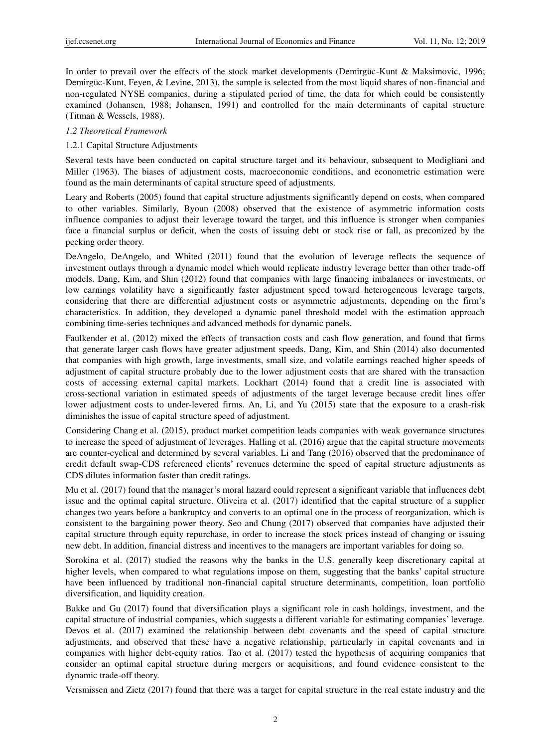In order to prevail over the effects of the stock market developments (Demirgüc-Kunt & Maksimovic, 1996; Demirgüc-Kunt, Feyen, & Levine, 2013), the sample is selected from the most liquid shares of non-financial and non-regulated NYSE companies, during a stipulated period of time, the data for which could be consistently examined (Johansen, 1988; Johansen, 1991) and controlled for the main determinants of capital structure (Titman & Wessels, 1988).

### *1.2 Theoretical Framework*

#### 1.2.1 Capital Structure Adjustments

Several tests have been conducted on capital structure target and its behaviour, subsequent to Modigliani and Miller (1963). The biases of adjustment costs, macroeconomic conditions, and econometric estimation were found as the main determinants of capital structure speed of adjustments.

Leary and Roberts (2005) found that capital structure adjustments significantly depend on costs, when compared to other variables. Similarly, Byoun (2008) observed that the existence of asymmetric information costs influence companies to adjust their leverage toward the target, and this influence is stronger when companies face a financial surplus or deficit, when the costs of issuing debt or stock rise or fall, as preconized by the pecking order theory.

DeAngelo, DeAngelo, and Whited (2011) found that the evolution of leverage reflects the sequence of investment outlays through a dynamic model which would replicate industry leverage better than other trade-off models. Dang, Kim, and Shin (2012) found that companies with large financing imbalances or investments, or low earnings volatility have a significantly faster adjustment speed toward heterogeneous leverage targets, considering that there are differential adjustment costs or asymmetric adjustments, depending on the firm's characteristics. In addition, they developed a dynamic panel threshold model with the estimation approach combining time-series techniques and advanced methods for dynamic panels.

Faulkender et al. (2012) mixed the effects of transaction costs and cash flow generation, and found that firms that generate larger cash flows have greater adjustment speeds. Dang, Kim, and Shin (2014) also documented that companies with high growth, large investments, small size, and volatile earnings reached higher speeds of adjustment of capital structure probably due to the lower adjustment costs that are shared with the transaction costs of accessing external capital markets. Lockhart (2014) found that a credit line is associated with cross-sectional variation in estimated speeds of adjustments of the target leverage because credit lines offer lower adjustment costs to under-levered firms. An, Li, and Yu (2015) state that the exposure to a crash-risk diminishes the issue of capital structure speed of adjustment.

Considering Chang et al. (2015), product market competition leads companies with weak governance structures to increase the speed of adjustment of leverages. Halling et al. (2016) argue that the capital structure movements are counter-cyclical and determined by several variables. Li and Tang (2016) observed that the predominance of credit default swap-CDS referenced clients' revenues determine the speed of capital structure adjustments as CDS dilutes information faster than credit ratings.

Mu et al. (2017) found that the manager's moral hazard could represent a significant variable that influences debt issue and the optimal capital structure. Oliveira et al. (2017) identified that the capital structure of a supplier changes two years before a bankruptcy and converts to an optimal one in the process of reorganization, which is consistent to the bargaining power theory. Seo and Chung (2017) observed that companies have adjusted their capital structure through equity repurchase, in order to increase the stock prices instead of changing or issuing new debt. In addition, financial distress and incentives to the managers are important variables for doing so.

Sorokina et al. (2017) studied the reasons why the banks in the U.S. generally keep discretionary capital at higher levels, when compared to what regulations impose on them, suggesting that the banks' capital structure have been influenced by traditional non-financial capital structure determinants, competition, loan portfolio diversification, and liquidity creation.

Bakke and Gu (2017) found that diversification plays a significant role in cash holdings, investment, and the capital structure of industrial companies, which suggests a different variable for estimating companies' leverage. Devos et al. (2017) examined the relationship between debt covenants and the speed of capital structure adjustments, and observed that these have a negative relationship, particularly in capital covenants and in companies with higher debt-equity ratios. Tao et al. (2017) tested the hypothesis of acquiring companies that consider an optimal capital structure during mergers or acquisitions, and found evidence consistent to the dynamic trade-off theory.

Versmissen and Zietz (2017) found that there was a target for capital structure in the real estate industry and the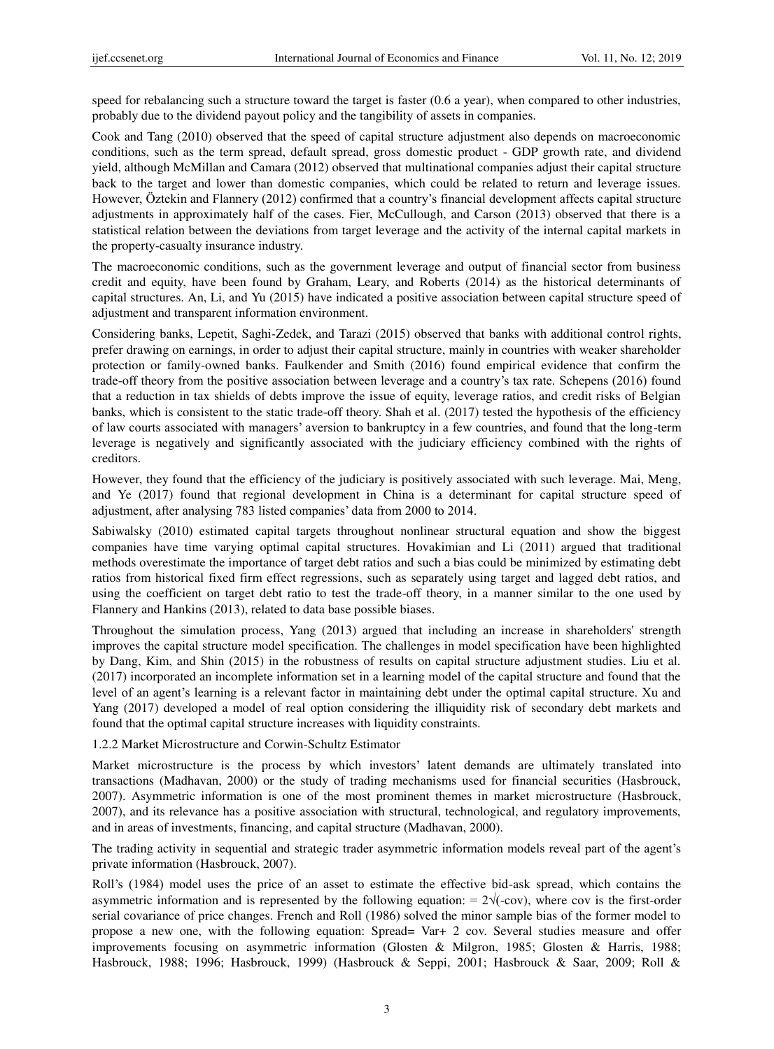speed for rebalancing such a structure toward the target is faster (0.6 a year), when compared to other industries, probably due to the dividend payout policy and the tangibility of assets in companies.

Cook and Tang (2010) observed that the speed of capital structure adjustment also depends on macroeconomic conditions, such as the term spread, default spread, gross domestic product - GDP growth rate, and dividend yield, although McMillan and Camara (2012) observed that multinational companies adjust their capital structure back to the target and lower than domestic companies, which could be related to return and leverage issues. However, Öztekin and Flannery (2012) confirmed that a country's financial development affects capital structure adjustments in approximately half of the cases. Fier, McCullough, and Carson (2013) observed that there is a statistical relation between the deviations from target leverage and the activity of the internal capital markets in the property-casualty insurance industry.

The macroeconomic conditions, such as the government leverage and output of financial sector from business credit and equity, have been found by Graham, Leary, and Roberts (2014) as the historical determinants of capital structures. An, Li, and Yu (2015) have indicated a positive association between capital structure speed of adjustment and transparent information environment.

Considering banks, Lepetit, Saghi-Zedek, and Tarazi (2015) observed that banks with additional control rights, prefer drawing on earnings, in order to adjust their capital structure, mainly in countries with weaker shareholder protection or family-owned banks. Faulkender and Smith (2016) found empirical evidence that confirm the trade-off theory from the positive association between leverage and a country's tax rate. Schepens (2016) found that a reduction in tax shields of debts improve the issue of equity, leverage ratios, and credit risks of Belgian banks, which is consistent to the static trade-off theory. Shah et al. (2017) tested the hypothesis of the efficiency of law courts associated with managers' aversion to bankruptcy in a few countries, and found that the long-term leverage is negatively and significantly associated with the judiciary efficiency combined with the rights of creditors.

However, they found that the efficiency of the judiciary is positively associated with such leverage. Mai, Meng, and Ye (2017) found that regional development in China is a determinant for capital structure speed of adjustment, after analysing 783 listed companies' data from 2000 to 2014.

Sabiwalsky (2010) estimated capital targets throughout nonlinear structural equation and show the biggest companies have time varying optimal capital structures. Hovakimian and Li (2011) argued that traditional methods overestimate the importance of target debt ratios and such a bias could be minimized by estimating debt ratios from historical fixed firm effect regressions, such as separately using target and lagged debt ratios, and using the coefficient on target debt ratio to test the trade-off theory, in a manner similar to the one used by Flannery and Hankins (2013), related to data base possible biases.

Throughout the simulation process, Yang (2013) argued that including an increase in shareholders' strength improves the capital structure model specification. The challenges in model specification have been highlighted by Dang, Kim, and Shin (2015) in the robustness of results on capital structure adjustment studies. Liu et al. (2017) incorporated an incomplete information set in a learning model of the capital structure and found that the level of an agent's learning is a relevant factor in maintaining debt under the optimal capital structure. Xu and Yang (2017) developed a model of real option considering the illiquidity risk of secondary debt markets and found that the optimal capital structure increases with liquidity constraints.

#### 1.2.2 Market Microstructure and Corwin-Schultz Estimator

Market microstructure is the process by which investors' latent demands are ultimately translated into transactions (Madhavan, 2000) or the study of trading mechanisms used for financial securities (Hasbrouck, 2007). Asymmetric information is one of the most prominent themes in market microstructure (Hasbrouck, 2007), and its relevance has a positive association with structural, technological, and regulatory improvements, and in areas of investments, financing, and capital structure (Madhavan, 2000).

The trading activity in sequential and strategic trader asymmetric information models reveal part of the agent's private information (Hasbrouck, 2007).

Roll's (1984) model uses the price of an asset to estimate the effective bid-ask spread, which contains the asymmetric information and is represented by the following equation: $= 2\sqrt{(-\text{cov})}$, where cov is the first-order serial covariance of price changes. French and Roll (1986) solved the minor sample bias of the former model to propose a new one, with the following equation: Spread= Var+ 2 cov. Several studies measure and offer improvements focusing on asymmetric information (Glosten & Milgron, 1985; Glosten & Harris, 1988; Hasbrouck, 1988; 1996; Hasbrouck, 1999) (Hasbrouck & Seppi, 2001; Hasbrouck & Saar, 2009; Roll &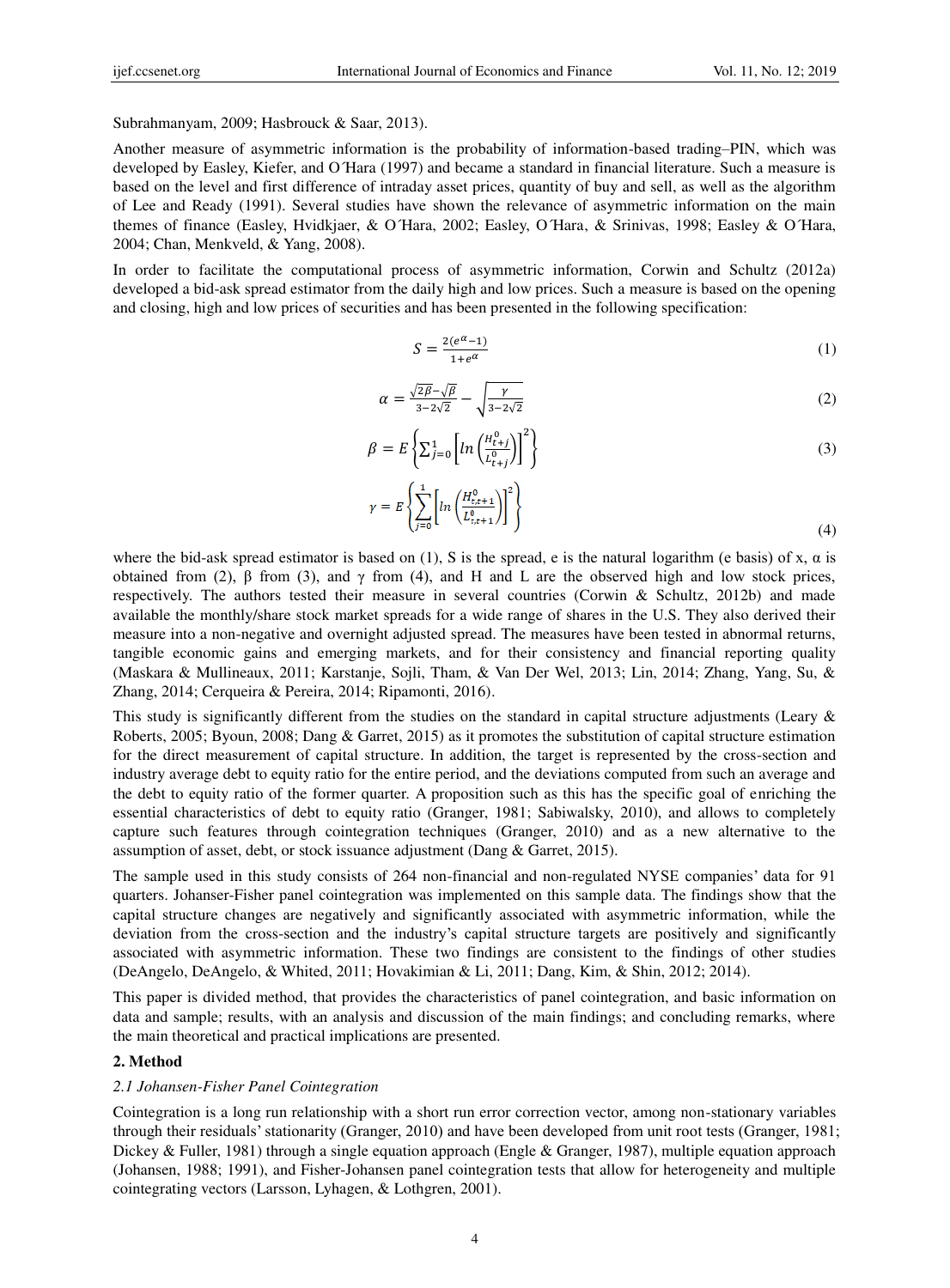Subrahmanyam, 2009; Hasbrouck & Saar, 2013).

Another measure of asymmetric information is the probability of information-based trading–PIN, which was developed by Easley, Kiefer, and O´Hara (1997) and became a standard in financial literature. Such a measure is based on the level and first difference of intraday asset prices, quantity of buy and sell, as well as the algorithm of Lee and Ready (1991). Several studies have shown the relevance of asymmetric information on the main themes of finance (Easley, Hvidkjaer, & O´Hara, 2002; Easley, O´Hara, & Srinivas, 1998; Easley & O´Hara, 2004; Chan, Menkveld, & Yang, 2008).

In order to facilitate the computational process of asymmetric information, Corwin and Schultz (2012a) developed a bid-ask spread estimator from the daily high and low prices. Such a measure is based on the opening and closing, high and low prices of securities and has been presented in the following specification:

$$S = \frac{2(e^{\alpha}-1)}{1+e^{\alpha}} \tag{1}$$

$$\alpha = \frac{\sqrt{2\beta}-\sqrt{\beta}}{3-2\sqrt{2}} - \sqrt{\frac{\gamma}{3-2\sqrt{2}}} \tag{2}$$

$$\beta = E\left\{\sum_{j=0}^{1}\left[ln\left(\frac{H_{t+j}^{0}}{L_{t+j}^{0}}\right)\right]^{2}\right\} \tag{3}$$

$$\gamma = E\left\{\sum_{j=0}^{1}\left[ln\left(\frac{H_{t,t+1}^{0}}{L_{t,t+1}^{0}}\right)\right]^{2}\right\} \tag{4}$$

where the bid-ask spread estimator is based on (1), S is the spread, e is the natural logarithm (e basis) of x, α is obtained from (2), β from (3), and γ from (4), and H and L are the observed high and low stock prices, respectively. The authors tested their measure in several countries (Corwin & Schultz, 2012b) and made available the monthly/share stock market spreads for a wide range of shares in the U.S. They also derived their measure into a non-negative and overnight adjusted spread. The measures have been tested in abnormal returns, tangible economic gains and emerging markets, and for their consistency and financial reporting quality (Maskara & Mullineaux, 2011; Karstanje, Sojli, Tham, & Van Der Wel, 2013; Lin, 2014; Zhang, Yang, Su, & Zhang, 2014; Cerqueira & Pereira, 2014; Ripamonti, 2016).

This study is significantly different from the studies on the standard in capital structure adjustments (Leary & Roberts, 2005; Byoun, 2008; Dang & Garret, 2015) as it promotes the substitution of capital structure estimation for the direct measurement of capital structure. In addition, the target is represented by the cross-section and industry average debt to equity ratio for the entire period, and the deviations computed from such an average and the debt to equity ratio of the former quarter. A proposition such as this has the specific goal of enriching the essential characteristics of debt to equity ratio (Granger, 1981; Sabiwalsky, 2010), and allows to completely capture such features through cointegration techniques (Granger, 2010) and as a new alternative to the assumption of asset, debt, or stock issuance adjustment (Dang & Garret, 2015).

The sample used in this study consists of 264 non-financial and non-regulated NYSE companies' data for 91 quarters. Johanser-Fisher panel cointegration was implemented on this sample data. The findings show that the capital structure changes are negatively and significantly associated with asymmetric information, while the deviation from the cross-section and the industry's capital structure targets are positively and significantly associated with asymmetric information. These two findings are consistent to the findings of other studies (DeAngelo, DeAngelo, & Whited, 2011; Hovakimian & Li, 2011; Dang, Kim, & Shin, 2012; 2014).

This paper is divided method, that provides the characteristics of panel cointegration, and basic information on data and sample; results, with an analysis and discussion of the main findings; and concluding remarks, where the main theoretical and practical implications are presented.

## 2. Method

### *2.1 Johansen-Fisher Panel Cointegration*

Cointegration is a long run relationship with a short run error correction vector, among non-stationary variables through their residuals' stationarity (Granger, 2010) and have been developed from unit root tests (Granger, 1981; Dickey & Fuller, 1981) through a single equation approach (Engle & Granger, 1987), multiple equation approach (Johansen, 1988; 1991), and Fisher-Johansen panel cointegration tests that allow for heterogeneity and multiple cointegrating vectors (Larsson, Lyhagen, & Lothgren, 2001).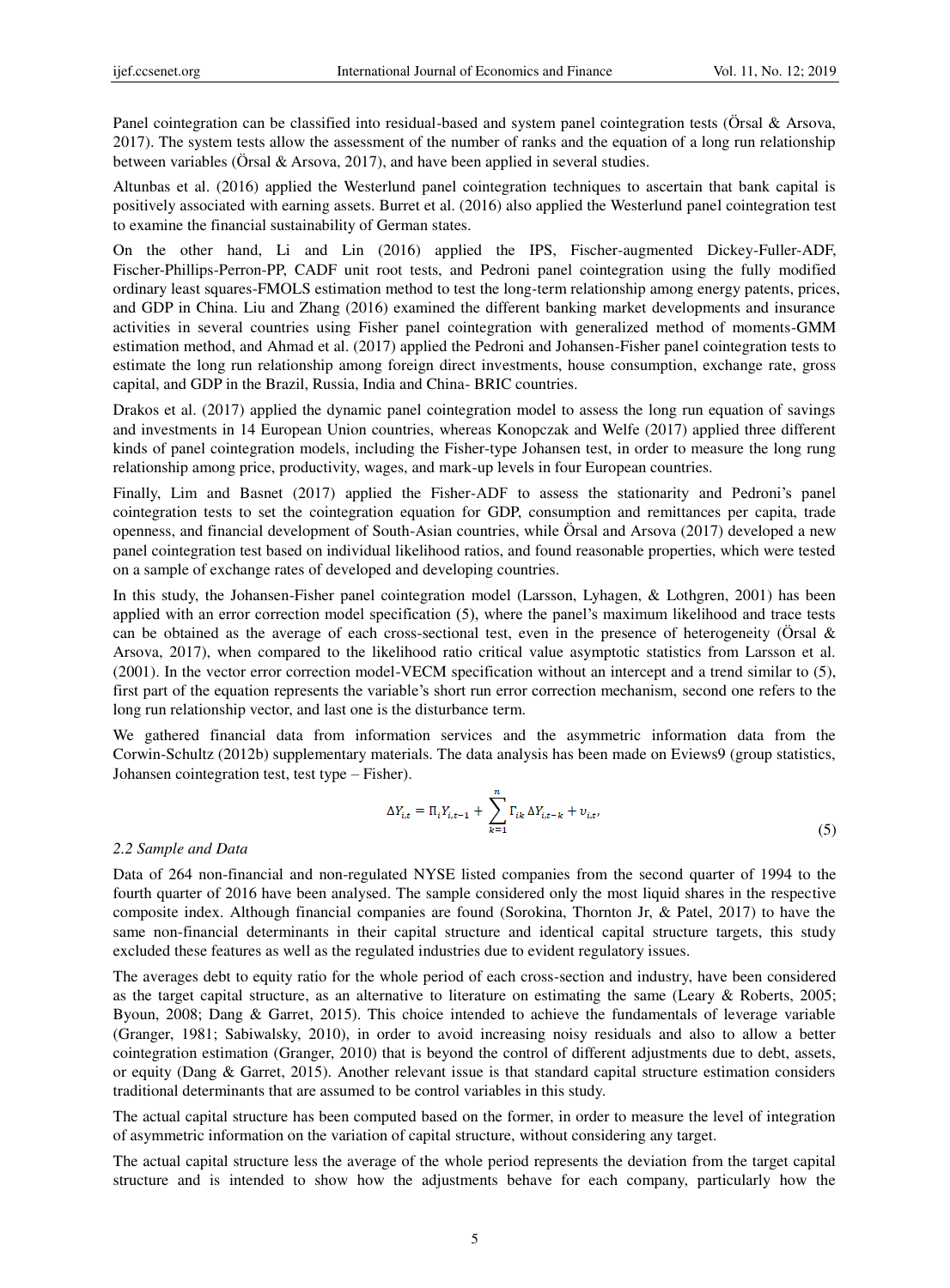Panel cointegration can be classified into residual-based and system panel cointegration tests (Örsal & Arsova, 2017). The system tests allow the assessment of the number of ranks and the equation of a long run relationship between variables (Örsal & Arsova, 2017), and have been applied in several studies.

Altunbas et al. (2016) applied the Westerlund panel cointegration techniques to ascertain that bank capital is positively associated with earning assets. Burret et al. (2016) also applied the Westerlund panel cointegration test to examine the financial sustainability of German states.

On the other hand, Li and Lin (2016) applied the IPS, Fischer-augmented Dickey-Fuller-ADF, Fischer-Phillips-Perron-PP, CADF unit root tests, and Pedroni panel cointegration using the fully modified ordinary least squares-FMOLS estimation method to test the long-term relationship among energy patents, prices, and GDP in China. Liu and Zhang (2016) examined the different banking market developments and insurance activities in several countries using Fisher panel cointegration with generalized method of moments-GMM estimation method, and Ahmad et al. (2017) applied the Pedroni and Johansen-Fisher panel cointegration tests to estimate the long run relationship among foreign direct investments, house consumption, exchange rate, gross capital, and GDP in the Brazil, Russia, India and China- BRIC countries.

Drakos et al. (2017) applied the dynamic panel cointegration model to assess the long run equation of savings and investments in 14 European Union countries, whereas Konopczak and Welfe (2017) applied three different kinds of panel cointegration models, including the Fisher-type Johansen test, in order to measure the long rung relationship among price, productivity, wages, and mark-up levels in four European countries.

Finally, Lim and Basnet (2017) applied the Fisher-ADF to assess the stationarity and Pedroni's panel cointegration tests to set the cointegration equation for GDP, consumption and remittances per capita, trade openness, and financial development of South-Asian countries, while Örsal and Arsova (2017) developed a new panel cointegration test based on individual likelihood ratios, and found reasonable properties, which were tested on a sample of exchange rates of developed and developing countries.

In this study, the Johansen-Fisher panel cointegration model (Larsson, Lyhagen, & Lothgren, 2001) has been applied with an error correction model specification (5), where the panel's maximum likelihood and trace tests can be obtained as the average of each cross-sectional test, even in the presence of heterogeneity (Örsal & Arsova, 2017), when compared to the likelihood ratio critical value asymptotic statistics from Larsson et al. (2001). In the vector error correction model-VECM specification without an intercept and a trend similar to (5), first part of the equation represents the variable's short run error correction mechanism, second one refers to the long run relationship vector, and last one is the disturbance term.

We gathered financial data from information services and the asymmetric information data from the Corwin-Schultz (2012b) supplementary materials. The data analysis has been made on Eviews9 (group statistics, Johansen cointegration test, test type – Fisher).

$$\Delta Y_{i,t} = \Pi_i Y_{i,t-1} + \sum_{k=1}^{n} \Gamma_{ik} \Delta Y_{i,t-k} + \upsilon_{i,t}, \tag{5}$$

### 2.2 Sample and Data

Data of 264 non-financial and non-regulated NYSE listed companies from the second quarter of 1994 to the fourth quarter of 2016 have been analysed. The sample considered only the most liquid shares in the respective composite index. Although financial companies are found (Sorokina, Thornton Jr, & Patel, 2017) to have the same non-financial determinants in their capital structure and identical capital structure targets, this study excluded these features as well as the regulated industries due to evident regulatory issues.

The averages debt to equity ratio for the whole period of each cross-section and industry, have been considered as the target capital structure, as an alternative to literature on estimating the same (Leary & Roberts, 2005; Byoun, 2008; Dang & Garret, 2015). This choice intended to achieve the fundamentals of leverage variable (Granger, 1981; Sabiwalsky, 2010), in order to avoid increasing noisy residuals and also to allow a better cointegration estimation (Granger, 2010) that is beyond the control of different adjustments due to debt, assets, or equity (Dang & Garret, 2015). Another relevant issue is that standard capital structure estimation considers traditional determinants that are assumed to be control variables in this study.

The actual capital structure has been computed based on the former, in order to measure the level of integration of asymmetric information on the variation of capital structure, without considering any target.

The actual capital structure less the average of the whole period represents the deviation from the target capital structure and is intended to show how the adjustments behave for each company, particularly how the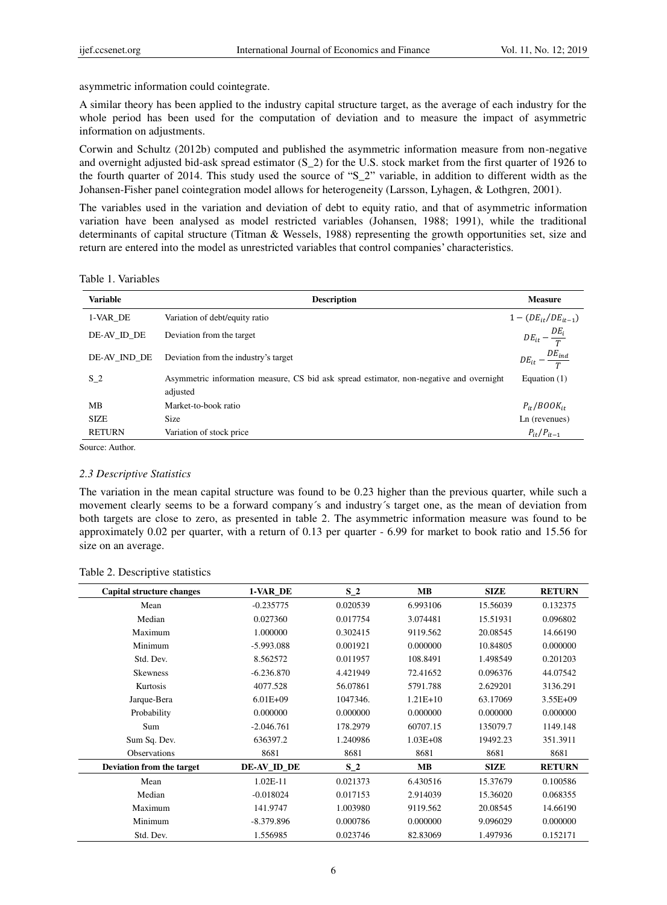asymmetric information could cointegrate.

A similar theory has been applied to the industry capital structure target, as the average of each industry for the whole period has been used for the computation of deviation and to measure the impact of asymmetric information on adjustments.

Corwin and Schultz (2012b) computed and published the asymmetric information measure from non-negative and overnight adjusted bid-ask spread estimator (S_2) for the U.S. stock market from the first quarter of 1926 to the fourth quarter of 2014. This study used the source of "S_2" variable, in addition to different width as the Johansen-Fisher panel cointegration model allows for heterogeneity (Larsson, Lyhagen, & Lothgren, 2001).

The variables used in the variation and deviation of debt to equity ratio, and that of asymmetric information variation have been analysed as model restricted variables (Johansen, 1988; 1991), while the traditional determinants of capital structure (Titman & Wessels, 1988) representing the growth opportunities set, size and return are entered into the model as unrestricted variables that control companies' characteristics.

Table 1. Variables

| Variable | Description | Measure |
|---|---|---|
| 1-VAR_DE | Variation of debt/equity ratio | $1-(DE_{it}/DE_{it-1})$ |
| DE-AV_ID_DE | Deviation from the target | $DE_{it}-\frac{DE_i}{T}$ |
| DE-AV_IND_DE | Deviation from the industry's target | $DE_{it}-\frac{DE_{ind}}{T}$ |
| S_2 | Asymmetric information measure, CS bid ask spread estimator, non-negative and overnight adjusted | Equation (1) |
| MB | Market-to-book ratio | $P_{it}/BOOK_{it}$ |
| SIZE | Size | Ln (revenues) |
| RETURN | Variation of stock price | $P_{it}/P_{it-1}$ |

Source: Author.

### 2.3 Descriptive Statistics

The variation in the mean capital structure was found to be 0.23 higher than the previous quarter, while such a movement clearly seems to be a forward company´s and industry´s target one, as the mean of deviation from both targets are close to zero, as presented in table 2. The asymmetric information measure was found to be approximately 0.02 per quarter, with a return of 0.13 per quarter - 6.99 for market to book ratio and 15.56 for size on an average.

Table 2. Descriptive statistics

| Capital structure changes | 1-VAR_DE | S_2 | MB | SIZE | RETURN |
|---|---|---|---|---|---|
| Mean | -0.235775 | 0.020539 | 6.993106 | 15.56039 | 0.132375 |
| Median | 0.027360 | 0.017754 | 3.074481 | 15.51931 | 0.096802 |
| Maximum | 1.000000 | 0.302415 | 9119.562 | 20.08545 | 14.66190 |
| Minimum | -5.993.088 | 0.001921 | 0.000000 | 10.84805 | 0.000000 |
| Std. Dev. | 8.562572 | 0.011957 | 108.8491 | 1.498549 | 0.201203 |
| Skewness | -6.236.870 | 4.421949 | 72.41652 | 0.096376 | 44.07542 |
| Kurtosis | 4077.528 | 56.07861 | 5791.788 | 2.629201 | 3136.291 |
| Jarque-Bera | 6.01E+09 | 1047346. | 1.21E+10 | 63.17069 | 3.55E+09 |
| Probability | 0.000000 | 0.000000 | 0.000000 | 0.000000 | 0.000000 |
| Sum | -2.046.761 | 178.2979 | 60707.15 | 135079.7 | 1149.148 |
| Sum Sq. Dev. | 636397.2 | 1.240986 | 1.03E+08 | 19492.23 | 351.3911 |
| Observations | 8681 | 8681 | 8681 | 8681 | 8681 |
| **Deviation from the target** | **DE-AV_ID_DE** | **S_2** | **MB** | **SIZE** | **RETURN** |
| Mean | 1.02E-11 | 0.021373 | 6.430516 | 15.37679 | 0.100586 |
| Median | -0.018024 | 0.017153 | 2.914039 | 15.36020 | 0.068355 |
| Maximum | 141.9747 | 1.003980 | 9119.562 | 20.08545 | 14.66190 |
| Minimum | -8.379.896 | 0.000786 | 0.000000 | 9.096029 | 0.000000 |
| Std. Dev. | 1.556985 | 0.023746 | 82.83069 | 1.497936 | 0.152171 |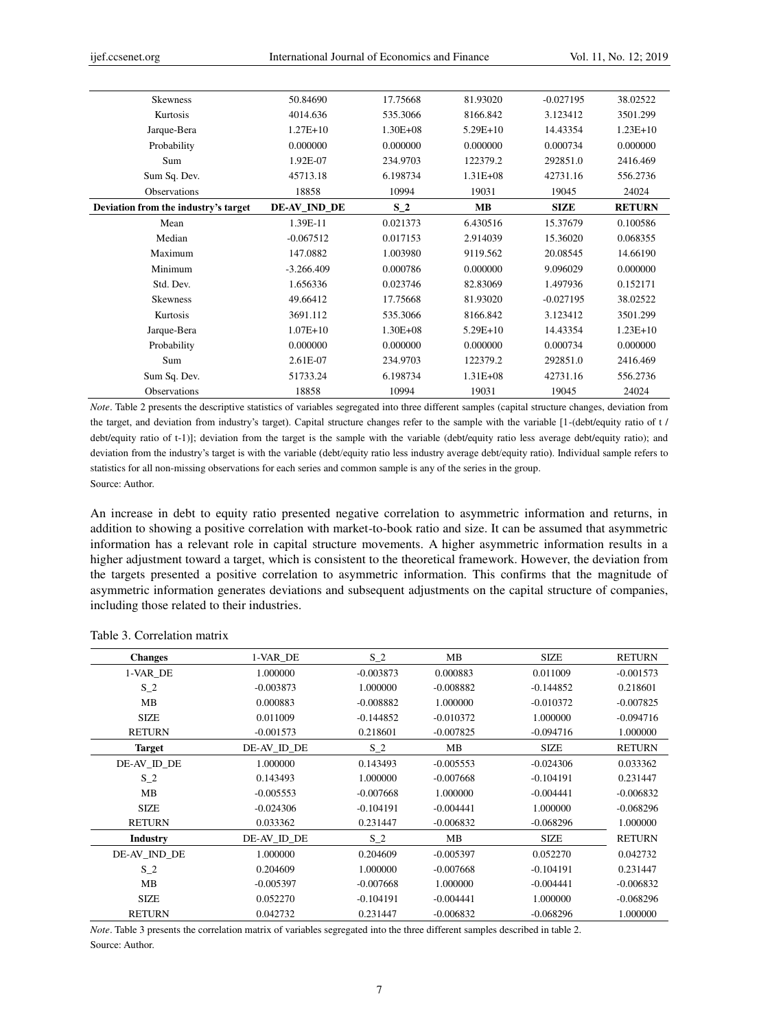| | | | | | |
|---|---|---|---|---|---|
| Skewness | 50.84690 | 17.75668 | 81.93020 | -0.027195 | 38.02522 |
| Kurtosis | 4014.636 | 535.3066 | 8166.842 | 3.123412 | 3501.299 |
| Jarque-Bera | 1.27E+10 | 1.30E+08 | 5.29E+10 | 14.43354 | 1.23E+10 |
| Probability | 0.000000 | 0.000000 | 0.000000 | 0.000734 | 0.000000 |
| Sum | 1.92E-07 | 234.9703 | 122379.2 | 292851.0 | 2416.469 |
| Sum Sq. Dev. | 45713.18 | 6.198734 | 1.31E+08 | 42731.16 | 556.2736 |
| Observations | 18858 | 10994 | 19031 | 19045 | 24024 |
| **Deviation from the industry's target** | **DE-AV_IND_DE** | **S_2** | **MB** | **SIZE** | **RETURN** |
| Mean | 1.39E-11 | 0.021373 | 6.430516 | 15.37679 | 0.100586 |
| Median | -0.067512 | 0.017153 | 2.914039 | 15.36020 | 0.068355 |
| Maximum | 147.0882 | 1.003980 | 9119.562 | 20.08545 | 14.66190 |
| Minimum | -3.266.409 | 0.000786 | 0.000000 | 9.096029 | 0.000000 |
| Std. Dev. | 1.656336 | 0.023746 | 82.83069 | 1.497936 | 0.152171 |
| Skewness | 49.66412 | 17.75668 | 81.93020 | -0.027195 | 38.02522 |
| Kurtosis | 3691.112 | 535.3066 | 8166.842 | 3.123412 | 3501.299 |
| Jarque-Bera | 1.07E+10 | 1.30E+08 | 5.29E+10 | 14.43354 | 1.23E+10 |
| Probability | 0.000000 | 0.000000 | 0.000000 | 0.000734 | 0.000000 |
| Sum | 2.61E-07 | 234.9703 | 122379.2 | 292851.0 | 2416.469 |
| Sum Sq. Dev. | 51733.24 | 6.198734 | 1.31E+08 | 42731.16 | 556.2736 |
| Observations | 18858 | 10994 | 19031 | 19045 | 24024 |

*Note*. Table 2 presents the descriptive statistics of variables segregated into three different samples (capital structure changes, deviation from the target, and deviation from industry's target). Capital structure changes refer to the sample with the variable [1-(debt/equity ratio of t / debt/equity ratio of t-1)]; deviation from the target is the sample with the variable (debt/equity ratio less average debt/equity ratio); and deviation from the industry's target is with the variable (debt/equity ratio less industry average debt/equity ratio). Individual sample refers to statistics for all non-missing observations for each series and common sample is any of the series in the group.

Source: Author.

An increase in debt to equity ratio presented negative correlation to asymmetric information and returns, in addition to showing a positive correlation with market-to-book ratio and size. It can be assumed that asymmetric information has a relevant role in capital structure movements. A higher asymmetric information results in a higher adjustment toward a target, which is consistent to the theoretical framework. However, the deviation from the targets presented a positive correlation to asymmetric information. This confirms that the magnitude of asymmetric information generates deviations and subsequent adjustments on the capital structure of companies, including those related to their industries.

Table 3. Correlation matrix

| **Changes** | 1-VAR_DE | S_2 | MB | SIZE | RETURN |
|---|---|---|---|---|---|
| 1-VAR_DE | 1.000000 | -0.003873 | 0.000883 | 0.011009 | -0.001573 |
| S_2 | -0.003873 | 1.000000 | -0.008882 | -0.144852 | 0.218601 |
| MB | 0.000883 | -0.008882 | 1.000000 | -0.010372 | -0.007825 |
| SIZE | 0.011009 | -0.144852 | -0.010372 | 1.000000 | -0.094716 |
| RETURN | -0.001573 | 0.218601 | -0.007825 | -0.094716 | 1.000000 |
| **Target** | DE-AV_ID_DE | S_2 | MB | SIZE | RETURN |
| DE-AV_ID_DE | 1.000000 | 0.143493 | -0.005553 | -0.024306 | 0.033362 |
| S_2 | 0.143493 | 1.000000 | -0.007668 | -0.104191 | 0.231447 |
| MB | -0.005553 | -0.007668 | 1.000000 | -0.004441 | -0.006832 |
| SIZE | -0.024306 | -0.104191 | -0.004441 | 1.000000 | -0.068296 |
| RETURN | 0.033362 | 0.231447 | -0.006832 | -0.068296 | 1.000000 |
| **Industry** | DE-AV_ID_DE | S_2 | MB | SIZE | RETURN |
| DE-AV_IND_DE | 1.000000 | 0.204609 | -0.005397 | 0.052270 | 0.042732 |
| S_2 | 0.204609 | 1.000000 | -0.007668 | -0.104191 | 0.231447 |
| MB | -0.005397 | -0.007668 | 1.000000 | -0.004441 | -0.006832 |
| SIZE | 0.052270 | -0.104191 | -0.004441 | 1.000000 | -0.068296 |
| RETURN | 0.042732 | 0.231447 | -0.006832 | -0.068296 | 1.000000 |

*Note*. Table 3 presents the correlation matrix of variables segregated into the three different samples described in table 2.

Source: Author.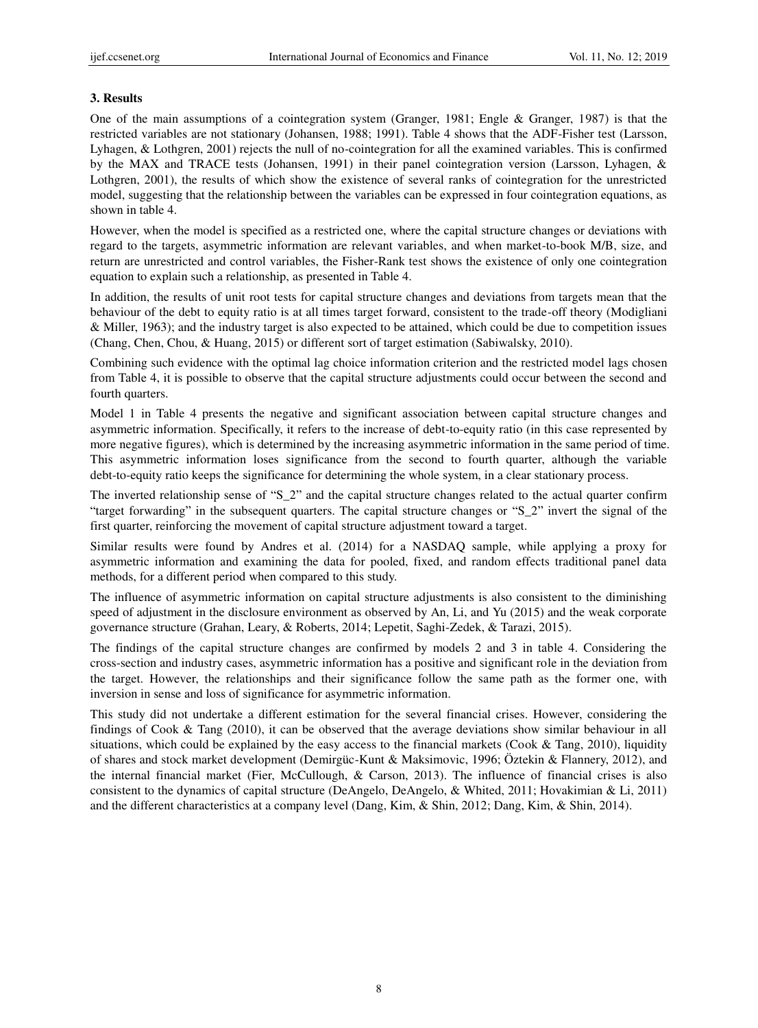## 3. Results

One of the main assumptions of a cointegration system (Granger, 1981; Engle & Granger, 1987) is that the restricted variables are not stationary (Johansen, 1988; 1991). Table 4 shows that the ADF-Fisher test (Larsson, Lyhagen, & Lothgren, 2001) rejects the null of no-cointegration for all the examined variables. This is confirmed by the MAX and TRACE tests (Johansen, 1991) in their panel cointegration version (Larsson, Lyhagen, & Lothgren, 2001), the results of which show the existence of several ranks of cointegration for the unrestricted model, suggesting that the relationship between the variables can be expressed in four cointegration equations, as shown in table 4.

However, when the model is specified as a restricted one, where the capital structure changes or deviations with regard to the targets, asymmetric information are relevant variables, and when market-to-book M/B, size, and return are unrestricted and control variables, the Fisher-Rank test shows the existence of only one cointegration equation to explain such a relationship, as presented in Table 4.

In addition, the results of unit root tests for capital structure changes and deviations from targets mean that the behaviour of the debt to equity ratio is at all times target forward, consistent to the trade-off theory (Modigliani & Miller, 1963); and the industry target is also expected to be attained, which could be due to competition issues (Chang, Chen, Chou, & Huang, 2015) or different sort of target estimation (Sabiwalsky, 2010).

Combining such evidence with the optimal lag choice information criterion and the restricted model lags chosen from Table 4, it is possible to observe that the capital structure adjustments could occur between the second and fourth quarters.

Model 1 in Table 4 presents the negative and significant association between capital structure changes and asymmetric information. Specifically, it refers to the increase of debt-to-equity ratio (in this case represented by more negative figures), which is determined by the increasing asymmetric information in the same period of time. This asymmetric information loses significance from the second to fourth quarter, although the variable debt-to-equity ratio keeps the significance for determining the whole system, in a clear stationary process.

The inverted relationship sense of "S_2" and the capital structure changes related to the actual quarter confirm "target forwarding" in the subsequent quarters. The capital structure changes or "S_2" invert the signal of the first quarter, reinforcing the movement of capital structure adjustment toward a target.

Similar results were found by Andres et al. (2014) for a NASDAQ sample, while applying a proxy for asymmetric information and examining the data for pooled, fixed, and random effects traditional panel data methods, for a different period when compared to this study.

The influence of asymmetric information on capital structure adjustments is also consistent to the diminishing speed of adjustment in the disclosure environment as observed by An, Li, and Yu (2015) and the weak corporate governance structure (Grahan, Leary, & Roberts, 2014; Lepetit, Saghi-Zedek, & Tarazi, 2015).

The findings of the capital structure changes are confirmed by models 2 and 3 in table 4. Considering the cross-section and industry cases, asymmetric information has a positive and significant role in the deviation from the target. However, the relationships and their significance follow the same path as the former one, with inversion in sense and loss of significance for asymmetric information.

This study did not undertake a different estimation for the several financial crises. However, considering the findings of Cook & Tang (2010), it can be observed that the average deviations show similar behaviour in all situations, which could be explained by the easy access to the financial markets (Cook & Tang, 2010), liquidity of shares and stock market development (Demirgüc-Kunt & Maksimovic, 1996; Öztekin & Flannery, 2012), and the internal financial market (Fier, McCullough, & Carson, 2013). The influence of financial crises is also consistent to the dynamics of capital structure (DeAngelo, DeAngelo, & Whited, 2011; Hovakimian & Li, 2011) and the different characteristics at a company level (Dang, Kim, & Shin, 2012; Dang, Kim, & Shin, 2014).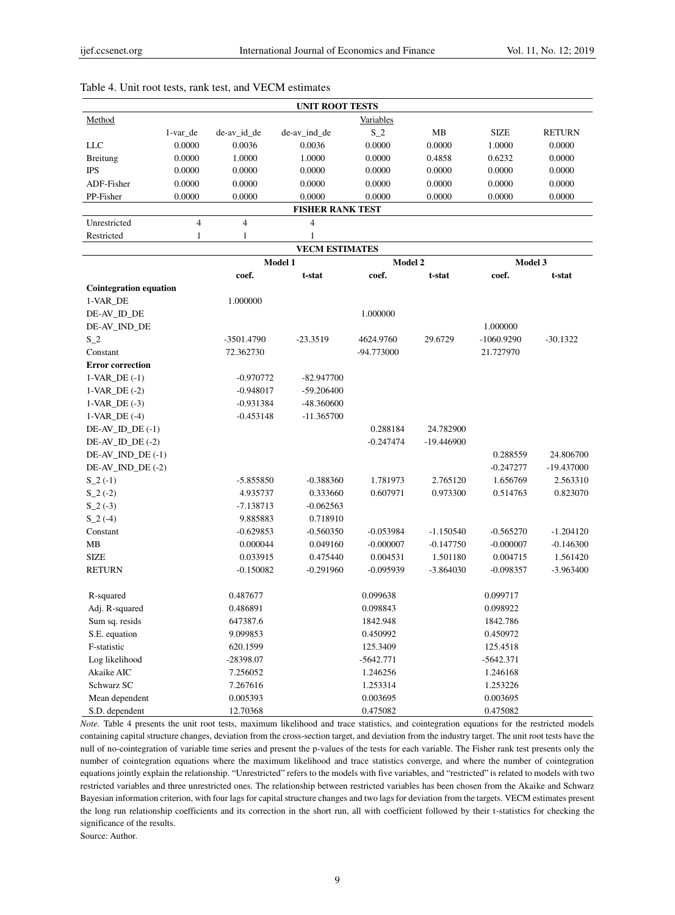Table 4. Unit root tests, rank test, and VECM estimates

| **UNIT ROOT TESTS** | | | | | | | |
|---|---|---|---|---|---|---|---|
| Method | Variables | | | | | | |
| | 1-var_de | de-av_id_de | de-av_ind_de | S_2 | MB | SIZE | RETURN |
| LLC | 0.0000 | 0.0036 | 0.0036 | 0.0000 | 0.0000 | 1.0000 | 0.0000 |
| Breitung | 0.0000 | 1.0000 | 1.0000 | 0.0000 | 0.4858 | 0.6232 | 0.0000 |
| IPS | 0.0000 | 0.0000 | 0.0000 | 0.0000 | 0.0000 | 0.0000 | 0.0000 |
| ADF-Fisher | 0.0000 | 0.0000 | 0.0000 | 0.0000 | 0.0000 | 0.0000 | 0.0000 |
| PP-Fisher | 0.0000 | 0.0000 | 0.0000 | 0.0000 | 0.0000 | 0.0000 | 0.0000 |
| **FISHER RANK TEST** | | | | | | | |
| Unrestricted | 4 | 4 | 4 | | | | |
| Restricted | 1 | 1 | 1 | | | | |

| **VECM ESTIMATES** | | | | | | |
|---|---|---|---|---|---|---|
| | **Model 1** | | **Model 2** | | **Model 3** | |
| | **coef.** | **t-stat** | **coef.** | **t-stat** | **coef.** | **t-stat** |
| **Cointegration equation** | | | | | | |
| 1-VAR_DE | 1.000000 | | | | | |
| DE-AV_ID_DE | | | 1.000000 | | | |
| DE-AV_IND_DE | | | | | 1.000000 | |
| S_2 | -3501.4790 | -23.3519 | 4624.9760 | 29.6729 | -1060.9290 | -30.1322 |
| Constant | 72.362730 | | -94.773000 | | 21.727970 | |
| **Error correction** | | | | | | |
| 1-VAR_DE (-1) | -0.970772 | -82.947700 | | | | |
| 1-VAR_DE (-2) | -0.948017 | -59.206400 | | | | |
| 1-VAR_DE (-3) | -0.931384 | -48.360600 | | | | |
| 1-VAR_DE (-4) | -0.453148 | -11.365700 | | | | |
| DE-AV_ID_DE (-1) | | | 0.288184 | 24.782900 | | |
| DE-AV_ID_DE (-2) | | | -0.247474 | -19.446900 | | |
| DE-AV_IND_DE (-1) | | | | | 0.288559 | 24.806700 |
| DE-AV_IND_DE (-2) | | | | | -0.247277 | -19.437000 |
| S_2 (-1) | -5.855850 | -0.388360 | 1.781973 | 2.765120 | 1.656769 | 2.563310 |
| S_2 (-2) | 4.935737 | 0.333660 | 0.607971 | 0.973300 | 0.514763 | 0.823070 |
| S_2 (-3) | -7.138713 | -0.062563 | | | | |
| S_2 (-4) | 9.885883 | 0.718910 | | | | |
| Constant | -0.629853 | -0.560350 | -0.053984 | -1.150540 | -0.565270 | -1.204120 |
| MB | 0.000044 | 0.049160 | -0.000007 | -0.147750 | -0.000007 | -0.146300 |
| SIZE | 0.033915 | 0.475440 | 0.004531 | 1.501180 | 0.004715 | 1.561420 |
| RETURN | -0.150082 | -0.291960 | -0.095939 | -3.864030 | -0.098357 | -3.963400 |
| R-squared | 0.487677 | | 0.099638 | | 0.099717 | |
| Adj. R-squared | 0.486891 | | 0.098843 | | 0.098922 | |
| Sum sq. resids | 647387.6 | | 1842.948 | | 1842.786 | |
| S.E. equation | 9.099853 | | 0.450992 | | 0.450972 | |
| F-statistic | 620.1599 | | 125.3409 | | 125.4518 | |
| Log likelihood | -28398.07 | | -5642.771 | | -5642.371 | |
| Akaike AIC | 7.256052 | | 1.246256 | | 1.246168 | |
| Schwarz SC | 7.267616 | | 1.253314 | | 1.253226 | |
| Mean dependent | 0.005393 | | 0.003695 | | 0.003695 | |
| S.D. dependent | 12.70368 | | 0.475082 | | 0.475082 | |

*Note*. Table 4 presents the unit root tests, maximum likelihood and trace statistics, and cointegration equations for the restricted models containing capital structure changes, deviation from the cross-section target, and deviation from the industry target. The unit root tests have the null of no-cointegration of variable time series and present the p-values of the tests for each variable. The Fisher rank test presents only the number of cointegration equations where the maximum likelihood and trace statistics converge, and where the number of cointegration equations jointly explain the relationship. "Unrestricted" refers to the models with five variables, and "restricted" is related to models with two restricted variables and three unrestricted ones. The relationship between restricted variables has been chosen from the Akaike and Schwarz Bayesian information criterion, with four lags for capital structure changes and two lags for deviation from the targets. VECM estimates present the long run relationship coefficients and its correction in the short run, all with coefficient followed by their t-statistics for checking the significance of the results.

Source: Author.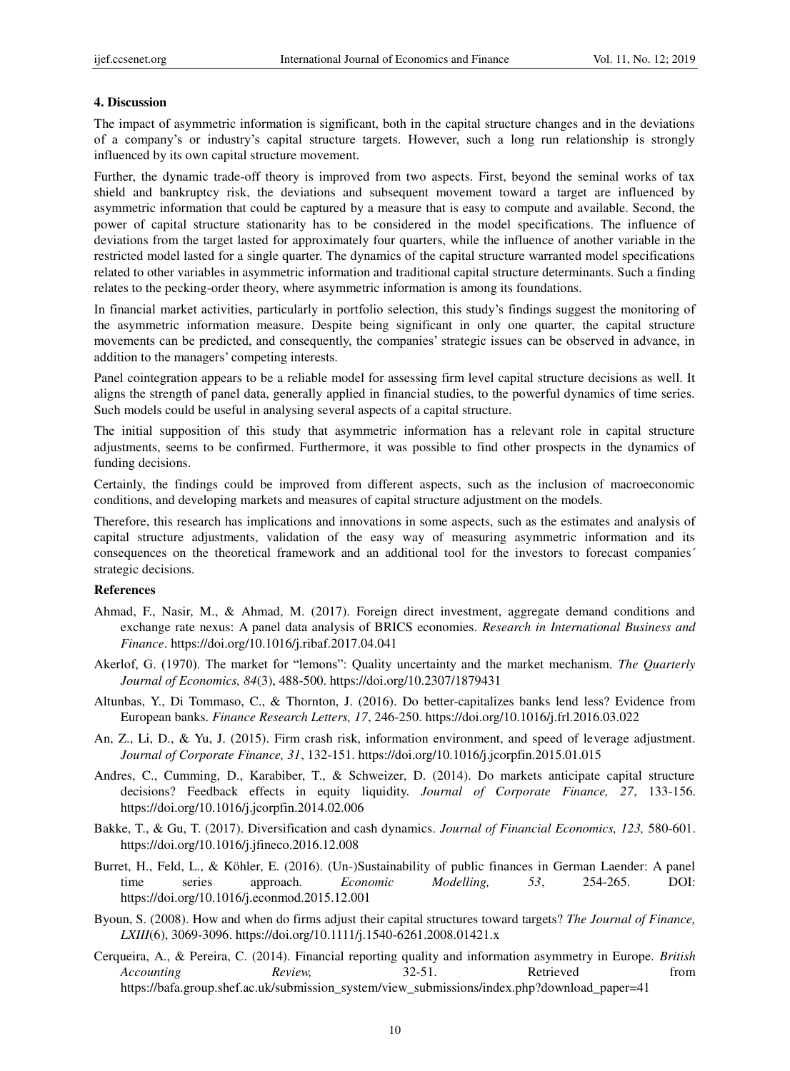## 4. Discussion

The impact of asymmetric information is significant, both in the capital structure changes and in the deviations of a company's or industry's capital structure targets. However, such a long run relationship is strongly influenced by its own capital structure movement.

Further, the dynamic trade-off theory is improved from two aspects. First, beyond the seminal works of tax shield and bankruptcy risk, the deviations and subsequent movement toward a target are influenced by asymmetric information that could be captured by a measure that is easy to compute and available. Second, the power of capital structure stationarity has to be considered in the model specifications. The influence of deviations from the target lasted for approximately four quarters, while the influence of another variable in the restricted model lasted for a single quarter. The dynamics of the capital structure warranted model specifications related to other variables in asymmetric information and traditional capital structure determinants. Such a finding relates to the pecking-order theory, where asymmetric information is among its foundations.

In financial market activities, particularly in portfolio selection, this study's findings suggest the monitoring of the asymmetric information measure. Despite being significant in only one quarter, the capital structure movements can be predicted, and consequently, the companies' strategic issues can be observed in advance, in addition to the managers' competing interests.

Panel cointegration appears to be a reliable model for assessing firm level capital structure decisions as well. It aligns the strength of panel data, generally applied in financial studies, to the powerful dynamics of time series. Such models could be useful in analysing several aspects of a capital structure.

The initial supposition of this study that asymmetric information has a relevant role in capital structure adjustments, seems to be confirmed. Furthermore, it was possible to find other prospects in the dynamics of funding decisions.

Certainly, the findings could be improved from different aspects, such as the inclusion of macroeconomic conditions, and developing markets and measures of capital structure adjustment on the models.

Therefore, this research has implications and innovations in some aspects, such as the estimates and analysis of capital structure adjustments, validation of the easy way of measuring asymmetric information and its consequences on the theoretical framework and an additional tool for the investors to forecast companies´ strategic decisions.

## References

Ahmad, F., Nasir, M., & Ahmad, M. (2017). Foreign direct investment, aggregate demand conditions and exchange rate nexus: A panel data analysis of BRICS economies. *Research in International Business and Finance*. https://doi.org/10.1016/j.ribaf.2017.04.041

Akerlof, G. (1970). The market for "lemons": Quality uncertainty and the market mechanism. *The Quarterly Journal of Economics, 84*(3), 488-500. https://doi.org/10.2307/1879431

Altunbas, Y., Di Tommaso, C., & Thornton, J. (2016). Do better-capitalizes banks lend less? Evidence from European banks. *Finance Research Letters, 17*, 246-250. https://doi.org/10.1016/j.frl.2016.03.022

An, Z., Li, D., & Yu, J. (2015). Firm crash risk, information environment, and speed of leverage adjustment. *Journal of Corporate Finance, 31*, 132-151. https://doi.org/10.1016/j.jcorpfin.2015.01.015

Andres, C., Cumming, D., Karabiber, T., & Schweizer, D. (2014). Do markets anticipate capital structure decisions? Feedback effects in equity liquidity. *Journal of Corporate Finance, 27*, 133-156. https://doi.org/10.1016/j.jcorpfin.2014.02.006

Bakke, T., & Gu, T. (2017). Diversification and cash dynamics. *Journal of Financial Economics, 123,* 580-601. https://doi.org/10.1016/j.jfineco.2016.12.008

Burret, H., Feld, L., & Köhler, E. (2016). (Un-)Sustainability of public finances in German Laender: A panel time series approach. *Economic Modelling, 53*, 254-265. DOI: https://doi.org/10.1016/j.econmod.2015.12.001

Byoun, S. (2008). How and when do firms adjust their capital structures toward targets? *The Journal of Finance, LXIII*(6), 3069-3096. https://doi.org/10.1111/j.1540-6261.2008.01421.x

Cerqueira, A., & Pereira, C. (2014). Financial reporting quality and information asymmetry in Europe. *British Accounting Review,* 32-51. Retrieved from https://bafa.group.shef.ac.uk/submission_system/view_submissions/index.php?download_paper=41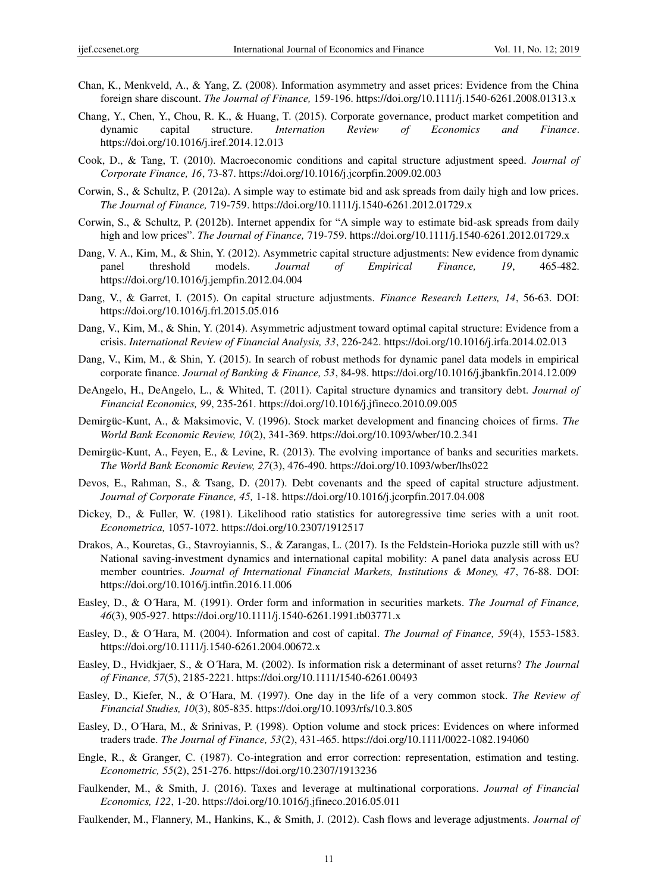Chan, K., Menkveld, A., & Yang, Z. (2008). Information asymmetry and asset prices: Evidence from the China foreign share discount. *The Journal of Finance,* 159-196. https://doi.org/10.1111/j.1540-6261.2008.01313.x

Chang, Y., Chen, Y., Chou, R. K., & Huang, T. (2015). Corporate governance, product market competition and dynamic capital structure. *Internation Review of Economics and Finance*. https://doi.org/10.1016/j.iref.2014.12.013

Cook, D., & Tang, T. (2010). Macroeconomic conditions and capital structure adjustment speed. *Journal of Corporate Finance, 16*, 73-87. https://doi.org/10.1016/j.jcorpfin.2009.02.003

Corwin, S., & Schultz, P. (2012a). A simple way to estimate bid and ask spreads from daily high and low prices. *The Journal of Finance,* 719-759. https://doi.org/10.1111/j.1540-6261.2012.01729.x

Corwin, S., & Schultz, P. (2012b). Internet appendix for "A simple way to estimate bid-ask spreads from daily high and low prices". *The Journal of Finance,* 719-759. https://doi.org/10.1111/j.1540-6261.2012.01729.x

Dang, V. A., Kim, M., & Shin, Y. (2012). Asymmetric capital structure adjustments: New evidence from dynamic panel threshold models. *Journal of Empirical Finance, 19*, 465-482. https://doi.org/10.1016/j.jempfin.2012.04.004

Dang, V., & Garret, I. (2015). On capital structure adjustments. *Finance Research Letters, 14*, 56-63. DOI: https://doi.org/10.1016/j.frl.2015.05.016

Dang, V., Kim, M., & Shin, Y. (2014). Asymmetric adjustment toward optimal capital structure: Evidence from a crisis. *International Review of Financial Analysis, 33*, 226-242. https://doi.org/10.1016/j.irfa.2014.02.013

Dang, V., Kim, M., & Shin, Y. (2015). In search of robust methods for dynamic panel data models in empirical corporate finance. *Journal of Banking & Finance, 53*, 84-98. https://doi.org/10.1016/j.jbankfin.2014.12.009

DeAngelo, H., DeAngelo, L., & Whited, T. (2011). Capital structure dynamics and transitory debt. *Journal of Financial Economics, 99*, 235-261. https://doi.org/10.1016/j.jfineco.2010.09.005

Demirgüc-Kunt, A., & Maksimovic, V. (1996). Stock market development and financing choices of firms. *The World Bank Economic Review, 10*(2), 341-369. https://doi.org/10.1093/wber/10.2.341

Demirgüc-Kunt, A., Feyen, E., & Levine, R. (2013). The evolving importance of banks and securities markets. *The World Bank Economic Review, 27*(3), 476-490. https://doi.org/10.1093/wber/lhs022

Devos, E., Rahman, S., & Tsang, D. (2017). Debt covenants and the speed of capital structure adjustment. *Journal of Corporate Finance, 45,* 1-18. https://doi.org/10.1016/j.jcorpfin.2017.04.008

Dickey, D., & Fuller, W. (1981). Likelihood ratio statistics for autoregressive time series with a unit root. *Econometrica,* 1057-1072. https://doi.org/10.2307/1912517

Drakos, A., Kouretas, G., Stavroyiannis, S., & Zarangas, L. (2017). Is the Feldstein-Horioka puzzle still with us? National saving-investment dynamics and international capital mobility: A panel data analysis across EU member countries. *Journal of International Financial Markets, Institutions & Money, 47*, 76-88. DOI: https://doi.org/10.1016/j.intfin.2016.11.006

Easley, D., & O´Hara, M. (1991). Order form and information in securities markets. *The Journal of Finance, 46*(3), 905-927. https://doi.org/10.1111/j.1540-6261.1991.tb03771.x

Easley, D., & O´Hara, M. (2004). Information and cost of capital. *The Journal of Finance, 59*(4), 1553-1583. https://doi.org/10.1111/j.1540-6261.2004.00672.x

Easley, D., Hvidkjaer, S., & O´Hara, M. (2002). Is information risk a determinant of asset returns? *The Journal of Finance, 57*(5), 2185-2221. https://doi.org/10.1111/1540-6261.00493

Easley, D., Kiefer, N., & O´Hara, M. (1997). One day in the life of a very common stock. *The Review of Financial Studies, 10*(3), 805-835. https://doi.org/10.1093/rfs/10.3.805

Easley, D., O´Hara, M., & Srinivas, P. (1998). Option volume and stock prices: Evidences on where informed traders trade. *The Journal of Finance, 53*(2), 431-465. https://doi.org/10.1111/0022-1082.194060

Engle, R., & Granger, C. (1987). Co-integration and error correction: representation, estimation and testing. *Econometric, 55*(2), 251-276. https://doi.org/10.2307/1913236

Faulkender, M., & Smith, J. (2016). Taxes and leverage at multinational corporations. *Journal of Financial Economics, 122*, 1-20. https://doi.org/10.1016/j.jfineco.2016.05.011

Faulkender, M., Flannery, M., Hankins, K., & Smith, J. (2012). Cash flows and leverage adjustments. *Journal of*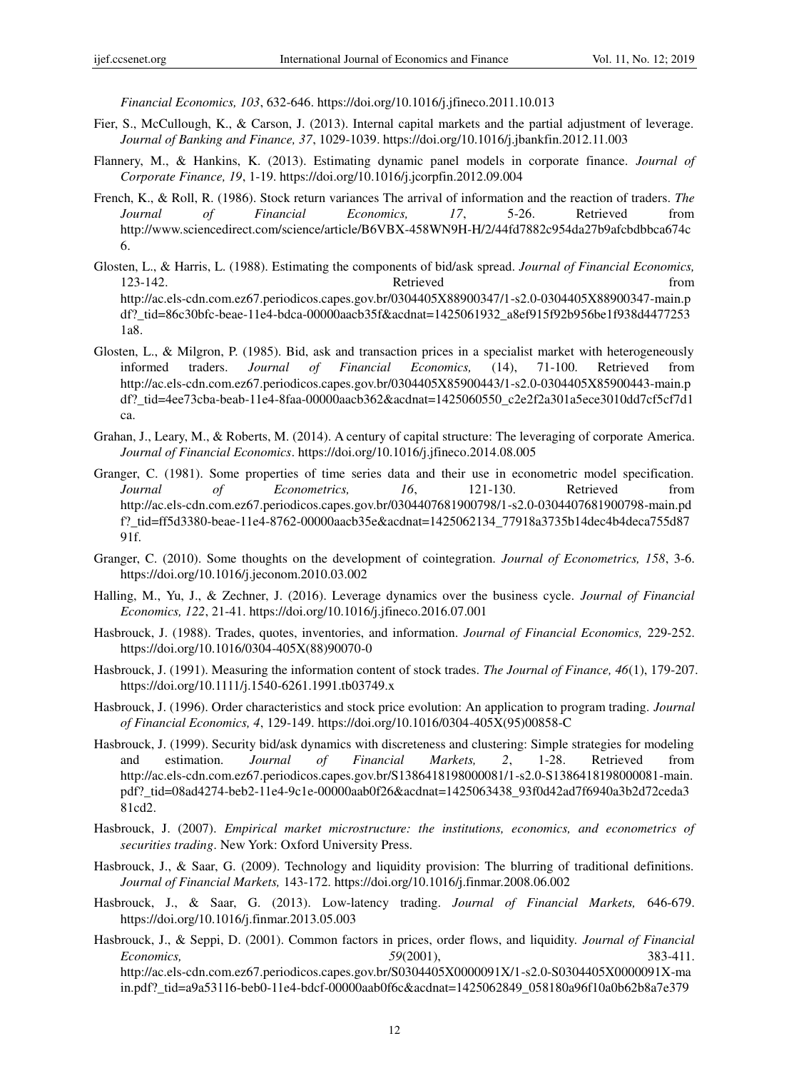*Financial Economics, 103*, 632-646. https://doi.org/10.1016/j.jfineco.2011.10.013

Fier, S., McCullough, K., & Carson, J. (2013). Internal capital markets and the partial adjustment of leverage. *Journal of Banking and Finance, 37*, 1029-1039. https://doi.org/10.1016/j.jbankfin.2012.11.003

Flannery, M., & Hankins, K. (2013). Estimating dynamic panel models in corporate finance. *Journal of Corporate Finance, 19*, 1-19. https://doi.org/10.1016/j.jcorpfin.2012.09.004

French, K., & Roll, R. (1986). Stock return variances The arrival of information and the reaction of traders. *The Journal of Financial Economics, 17*, 5-26. Retrieved from http://www.sciencedirect.com/science/article/B6VBX-458WN9H-H/2/44fd7882c954da27b9afcbdbbca674c6.

Glosten, L., & Harris, L. (1988). Estimating the components of bid/ask spread. *Journal of Financial Economics,* 123-142. Retrieved from http://ac.els-cdn.com.ez67.periodicos.capes.gov.br/0304405X88900347/1-s2.0-0304405X88900347-main.pdf?_tid=86c30bfc-beae-11e4-bdca-00000aacb35f&acdnat=1425061932_a8ef915f92b956be1f938d44772531a8.

Glosten, L., & Milgron, P. (1985). Bid, ask and transaction prices in a specialist market with heterogeneously informed traders. *Journal of Financial Economics,* (14), 71-100. Retrieved from http://ac.els-cdn.com.ez67.periodicos.capes.gov.br/0304405X85900443/1-s2.0-0304405X85900443-main.pdf?_tid=4ee73cba-beab-11e4-8faa-00000aacb362&acdnat=1425060550_c2e2f2a301a5ece3010dd7cf5cf7d1ca.

Grahan, J., Leary, M., & Roberts, M. (2014). A century of capital structure: The leveraging of corporate America. *Journal of Financial Economics*. https://doi.org/10.1016/j.jfineco.2014.08.005

Granger, C. (1981). Some properties of time series data and their use in econometric model specification. *Journal of Econometrics, 16*, 121-130. Retrieved from http://ac.els-cdn.com.ez67.periodicos.capes.gov.br/0304407681900798/1-s2.0-0304407681900798-main.pdf?_tid=ff5d3380-beae-11e4-8762-00000aacb35e&acdnat=1425062134_77918a3735b14dec4b4deca755d8791f.

Granger, C. (2010). Some thoughts on the development of cointegration. *Journal of Econometrics, 158*, 3-6. https://doi.org/10.1016/j.jeconom.2010.03.002

Halling, M., Yu, J., & Zechner, J. (2016). Leverage dynamics over the business cycle. *Journal of Financial Economics, 122*, 21-41. https://doi.org/10.1016/j.jfineco.2016.07.001

Hasbrouck, J. (1988). Trades, quotes, inventories, and information. *Journal of Financial Economics,* 229-252. https://doi.org/10.1016/0304-405X(88)90070-0

Hasbrouck, J. (1991). Measuring the information content of stock trades. *The Journal of Finance, 46*(1), 179-207. https://doi.org/10.1111/j.1540-6261.1991.tb03749.x

Hasbrouck, J. (1996). Order characteristics and stock price evolution: An application to program trading. *Journal of Financial Economics, 4*, 129-149. https://doi.org/10.1016/0304-405X(95)00858-C

Hasbrouck, J. (1999). Security bid/ask dynamics with discreteness and clustering: Simple strategies for modeling and estimation. *Journal of Financial Markets, 2*, 1-28. Retrieved from http://ac.els-cdn.com.ez67.periodicos.capes.gov.br/S1386418198000081/1-s2.0-S1386418198000081-main.pdf?_tid=08ad4274-beb2-11e4-9c1e-00000aab0f26&acdnat=1425063438_93f0d42ad7f6940a3b2d72ceda381cd2.

Hasbrouck, J. (2007). *Empirical market microstructure: the institutions, economics, and econometrics of securities trading*. New York: Oxford University Press.

Hasbrouck, J., & Saar, G. (2009). Technology and liquidity provision: The blurring of traditional definitions. *Journal of Financial Markets,* 143-172. https://doi.org/10.1016/j.finmar.2008.06.002

Hasbrouck, J., & Saar, G. (2013). Low-latency trading. *Journal of Financial Markets,* 646-679. https://doi.org/10.1016/j.finmar.2013.05.003

Hasbrouck, J., & Seppi, D. (2001). Common factors in prices, order flows, and liquidity. *Journal of Financial Economics,* *59*(2001), 383-411. http://ac.els-cdn.com.ez67.periodicos.capes.gov.br/S0304405X0000091X/1-s2.0-S0304405X0000091X-main.pdf?_tid=a9a53116-beb0-11e4-bdcf-00000aab0f6c&acdnat=1425062849_058180a96f10a0b62b8a7e379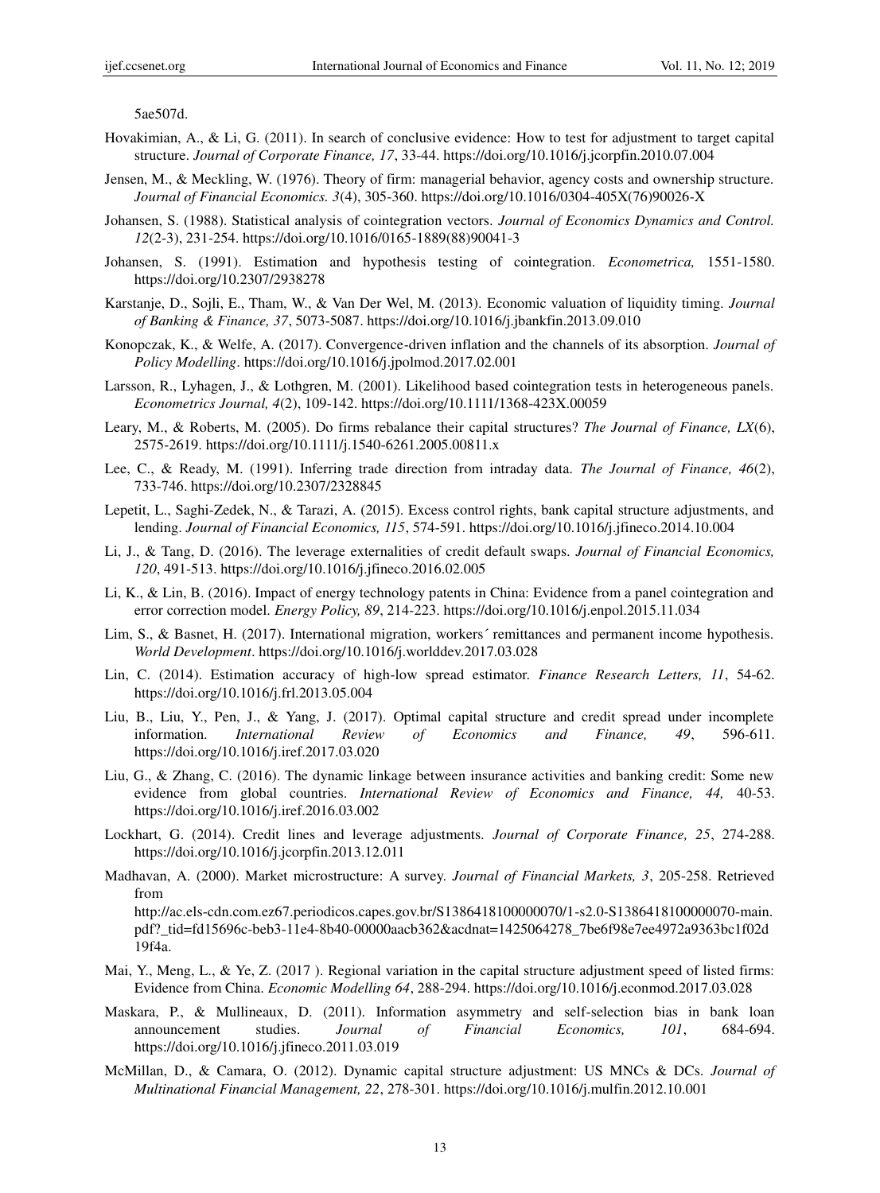5ae507d.

Hovakimian, A., & Li, G. (2011). In search of conclusive evidence: How to test for adjustment to target capital structure. *Journal of Corporate Finance, 17*, 33-44. https://doi.org/10.1016/j.jcorpfin.2010.07.004

Jensen, M., & Meckling, W. (1976). Theory of firm: managerial behavior, agency costs and ownership structure. *Journal of Financial Economics. 3*(4), 305-360. https://doi.org/10.1016/0304-405X(76)90026-X

Johansen, S. (1988). Statistical analysis of cointegration vectors. *Journal of Economics Dynamics and Control. 12*(2-3), 231-254. https://doi.org/10.1016/0165-1889(88)90041-3

Johansen, S. (1991). Estimation and hypothesis testing of cointegration. *Econometrica,* 1551-1580. https://doi.org/10.2307/2938278

Karstanje, D., Sojli, E., Tham, W., & Van Der Wel, M. (2013). Economic valuation of liquidity timing. *Journal of Banking & Finance, 37*, 5073-5087. https://doi.org/10.1016/j.jbankfin.2013.09.010

Konopczak, K., & Welfe, A. (2017). Convergence-driven inflation and the channels of its absorption. *Journal of Policy Modelling*. https://doi.org/10.1016/j.jpolmod.2017.02.001

Larsson, R., Lyhagen, J., & Lothgren, M. (2001). Likelihood based cointegration tests in heterogeneous panels. *Econometrics Journal, 4*(2), 109-142. https://doi.org/10.1111/1368-423X.00059

Leary, M., & Roberts, M. (2005). Do firms rebalance their capital structures? *The Journal of Finance, LX*(6), 2575-2619. https://doi.org/10.1111/j.1540-6261.2005.00811.x

Lee, C., & Ready, M. (1991). Inferring trade direction from intraday data. *The Journal of Finance, 46*(2), 733-746. https://doi.org/10.2307/2328845

Lepetit, L., Saghi-Zedek, N., & Tarazi, A. (2015). Excess control rights, bank capital structure adjustments, and lending. *Journal of Financial Economics, 115*, 574-591. https://doi.org/10.1016/j.jfineco.2014.10.004

Li, J., & Tang, D. (2016). The leverage externalities of credit default swaps. *Journal of Financial Economics, 120*, 491-513. https://doi.org/10.1016/j.jfineco.2016.02.005

Li, K., & Lin, B. (2016). Impact of energy technology patents in China: Evidence from a panel cointegration and error correction model. *Energy Policy, 89*, 214-223. https://doi.org/10.1016/j.enpol.2015.11.034

Lim, S., & Basnet, H. (2017). International migration, workers´ remittances and permanent income hypothesis. *World Development*. https://doi.org/10.1016/j.worlddev.2017.03.028

Lin, C. (2014). Estimation accuracy of high-low spread estimator. *Finance Research Letters, 11*, 54-62. https://doi.org/10.1016/j.frl.2013.05.004

Liu, B., Liu, Y., Pen, J., & Yang, J. (2017). Optimal capital structure and credit spread under incomplete information. *International Review of Economics and Finance, 49*, 596-611. https://doi.org/10.1016/j.iref.2017.03.020

Liu, G., & Zhang, C. (2016). The dynamic linkage between insurance activities and banking credit: Some new evidence from global countries. *International Review of Economics and Finance, 44,* 40-53. https://doi.org/10.1016/j.iref.2016.03.002

Lockhart, G. (2014). Credit lines and leverage adjustments. *Journal of Corporate Finance, 25*, 274-288. https://doi.org/10.1016/j.jcorpfin.2013.12.011

Madhavan, A. (2000). Market microstructure: A survey. *Journal of Financial Markets, 3*, 205-258. Retrieved from http://ac.els-cdn.com.ez67.periodicos.capes.gov.br/S1386418100000070/1-s2.0-S1386418100000070-main.pdf?_tid=fd15696c-beb3-11e4-8b40-00000aacb362&acdnat=1425064278_7be6f98e7ee4972a9363bc1f02d19f4a.

Mai, Y., Meng, L., & Ye, Z. (2017 ). Regional variation in the capital structure adjustment speed of listed firms: Evidence from China. *Economic Modelling 64*, 288-294. https://doi.org/10.1016/j.econmod.2017.03.028

Maskara, P., & Mullineaux, D. (2011). Information asymmetry and self-selection bias in bank loan announcement studies. *Journal of Financial Economics, 101*, 684-694. https://doi.org/10.1016/j.jfineco.2011.03.019

McMillan, D., & Camara, O. (2012). Dynamic capital structure adjustment: US MNCs & DCs. *Journal of Multinational Financial Management, 22*, 278-301. https://doi.org/10.1016/j.mulfin.2012.10.001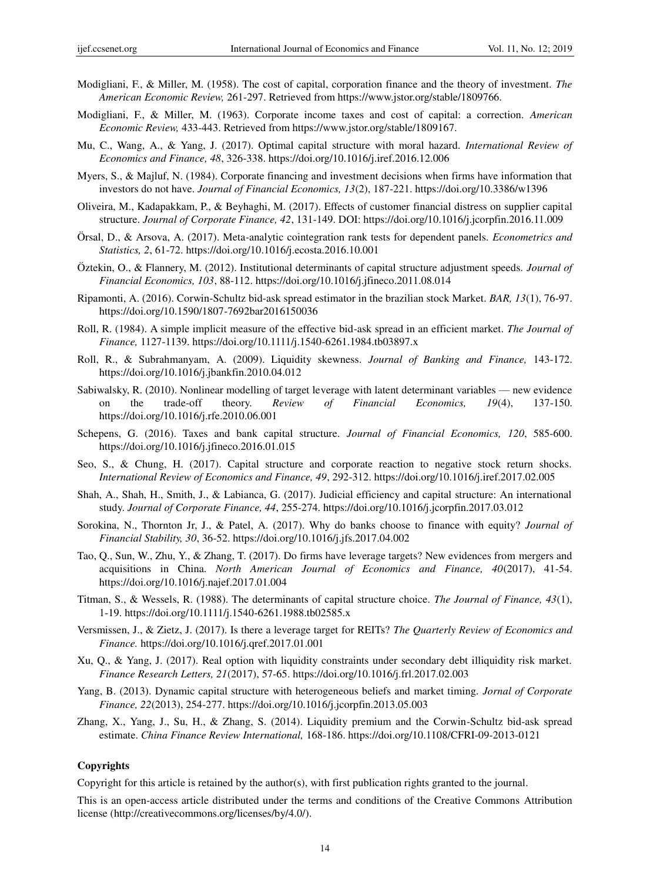Modigliani, F., & Miller, M. (1958). The cost of capital, corporation finance and the theory of investment. *The American Economic Review,* 261-297. Retrieved from https://www.jstor.org/stable/1809766.

Modigliani, F., & Miller, M. (1963). Corporate income taxes and cost of capital: a correction. *American Economic Review,* 433-443. Retrieved from https://www.jstor.org/stable/1809167.

Mu, C., Wang, A., & Yang, J. (2017). Optimal capital structure with moral hazard. *International Review of Economics and Finance, 48*, 326-338. https://doi.org/10.1016/j.iref.2016.12.006

Myers, S., & Majluf, N. (1984). Corporate financing and investment decisions when firms have information that investors do not have. *Journal of Financial Economics, 13*(2), 187-221. https://doi.org/10.3386/w1396

Oliveira, M., Kadapakkam, P., & Beyhaghi, M. (2017). Effects of customer financial distress on supplier capital structure. *Journal of Corporate Finance, 42*, 131-149. DOI: https://doi.org/10.1016/j.jcorpfin.2016.11.009

Örsal, D., & Arsova, A. (2017). Meta-analytic cointegration rank tests for dependent panels. *Econometrics and Statistics, 2*, 61-72. https://doi.org/10.1016/j.ecosta.2016.10.001

Öztekin, O., & Flannery, M. (2012). Institutional determinants of capital structure adjustment speeds. *Journal of Financial Economics, 103*, 88-112. https://doi.org/10.1016/j.jfineco.2011.08.014

Ripamonti, A. (2016). Corwin-Schultz bid-ask spread estimator in the brazilian stock Market. *BAR, 13*(1), 76-97. https://doi.org/10.1590/1807-7692bar2016150036

Roll, R. (1984). A simple implicit measure of the effective bid-ask spread in an efficient market. *The Journal of Finance,* 1127-1139. https://doi.org/10.1111/j.1540-6261.1984.tb03897.x

Roll, R., & Subrahmanyam, A. (2009). Liquidity skewness. *Journal of Banking and Finance,* 143-172. https://doi.org/10.1016/j.jbankfin.2010.04.012

Sabiwalsky, R. (2010). Nonlinear modelling of target leverage with latent determinant variables — new evidence on the trade-off theory. *Review of Financial Economics, 19*(4), 137-150. https://doi.org/10.1016/j.rfe.2010.06.001

Schepens, G. (2016). Taxes and bank capital structure. *Journal of Financial Economics, 120*, 585-600. https://doi.org/10.1016/j.jfineco.2016.01.015

Seo, S., & Chung, H. (2017). Capital structure and corporate reaction to negative stock return shocks. *International Review of Economics and Finance, 49*, 292-312. https://doi.org/10.1016/j.iref.2017.02.005

Shah, A., Shah, H., Smith, J., & Labianca, G. (2017). Judicial efficiency and capital structure: An international study. *Journal of Corporate Finance, 44*, 255-274. https://doi.org/10.1016/j.jcorpfin.2017.03.012

Sorokina, N., Thornton Jr, J., & Patel, A. (2017). Why do banks choose to finance with equity? *Journal of Financial Stability, 30*, 36-52. https://doi.org/10.1016/j.jfs.2017.04.002

Tao, Q., Sun, W., Zhu, Y., & Zhang, T. (2017). Do firms have leverage targets? New evidences from mergers and acquisitions in China. *North American Journal of Economics and Finance, 40*(2017), 41-54. https://doi.org/10.1016/j.najef.2017.01.004

Titman, S., & Wessels, R. (1988). The determinants of capital structure choice. *The Journal of Finance, 43*(1), 1-19. https://doi.org/10.1111/j.1540-6261.1988.tb02585.x

Versmissen, J., & Zietz, J. (2017). Is there a leverage target for REITs? *The Quarterly Review of Economics and Finance.* https://doi.org/10.1016/j.qref.2017.01.001

Xu, Q., & Yang, J. (2017). Real option with liquidity constraints under secondary debt illiquidity risk market. *Finance Research Letters, 21*(2017), 57-65. https://doi.org/10.1016/j.frl.2017.02.003

Yang, B. (2013). Dynamic capital structure with heterogeneous beliefs and market timing. *Jornal of Corporate Finance, 22*(2013), 254-277. https://doi.org/10.1016/j.jcorpfin.2013.05.003

Zhang, X., Yang, J., Su, H., & Zhang, S. (2014). Liquidity premium and the Corwin-Schultz bid-ask spread estimate. *China Finance Review International,* 168-186. https://doi.org/10.1108/CFRI-09-2013-0121

### Copyrights

Copyright for this article is retained by the author(s), with first publication rights granted to the journal.

This is an open-access article distributed under the terms and conditions of the Creative Commons Attribution license (http://creativecommons.org/licenses/by/4.0/).